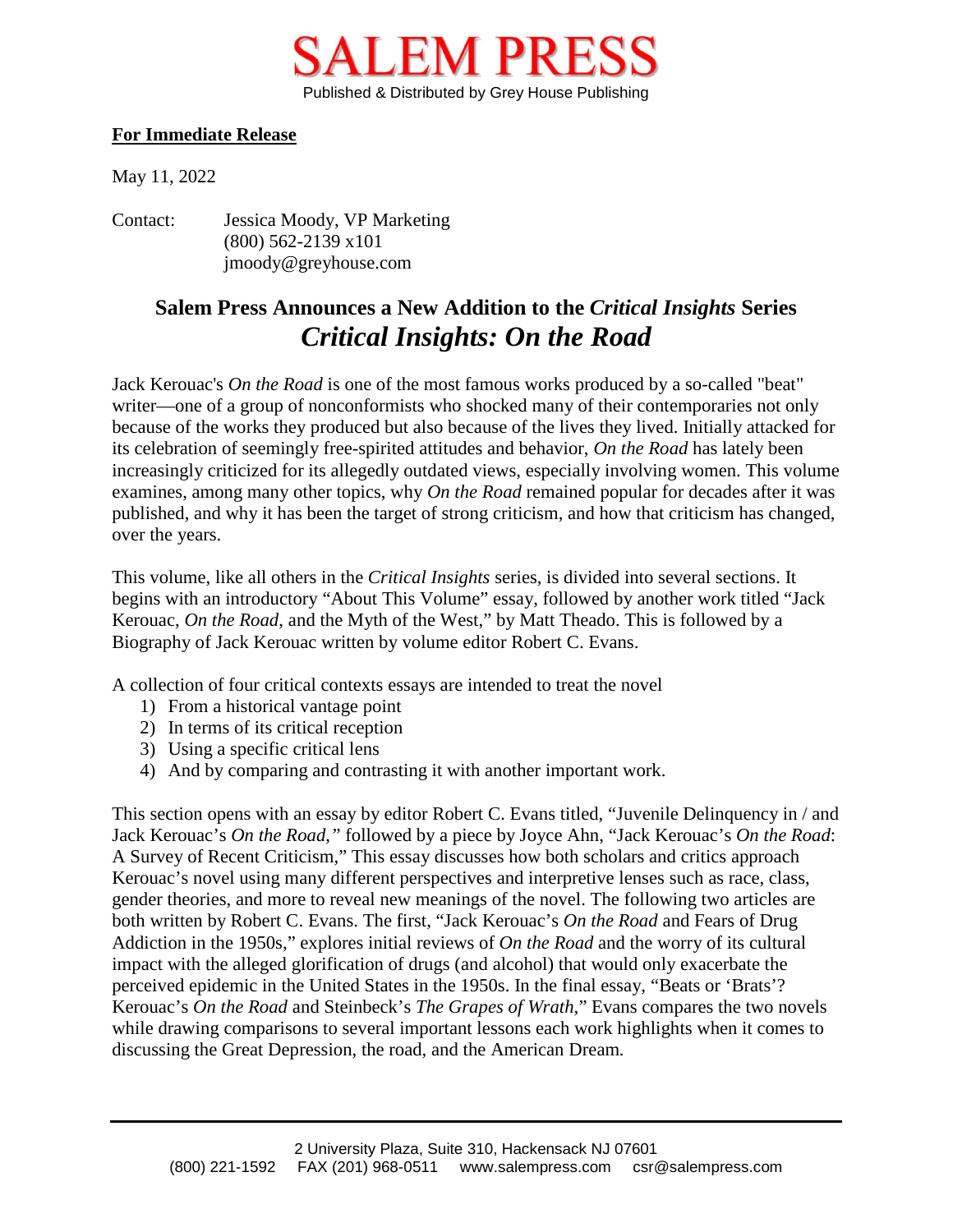# SALEM PRESS

Published & Distributed by Grey House Publishing

**For Immediate Release**

May 11, 2022

Contact: Jessica Moody, VP Marketing
(800) 562-2139 x101
jmoody@greyhouse.com

## Salem Press Announces a New Addition to the *Critical Insights* Series
## *Critical Insights: On the Road*

Jack Kerouac's *On the Road* is one of the most famous works produced by a so-called "beat" writer—one of a group of nonconformists who shocked many of their contemporaries not only because of the works they produced but also because of the lives they lived. Initially attacked for its celebration of seemingly free-spirited attitudes and behavior, *On the Road* has lately been increasingly criticized for its allegedly outdated views, especially involving women. This volume examines, among many other topics, why *On the Road* remained popular for decades after it was published, and why it has been the target of strong criticism, and how that criticism has changed, over the years.

This volume, like all others in the *Critical Insights* series, is divided into several sections. It begins with an introductory "About This Volume" essay, followed by another work titled "Jack Kerouac, *On the Road*, and the Myth of the West," by Matt Theado. This is followed by a Biography of Jack Kerouac written by volume editor Robert C. Evans.

A collection of four critical contexts essays are intended to treat the novel

1) From a historical vantage point
2) In terms of its critical reception
3) Using a specific critical lens
4) And by comparing and contrasting it with another important work.

This section opens with an essay by editor Robert C. Evans titled, "Juvenile Delinquency in / and Jack Kerouac's *On the Road*," followed by a piece by Joyce Ahn, "Jack Kerouac's *On the Road*: A Survey of Recent Criticism," This essay discusses how both scholars and critics approach Kerouac's novel using many different perspectives and interpretive lenses such as race, class, gender theories, and more to reveal new meanings of the novel. The following two articles are both written by Robert C. Evans. The first, "Jack Kerouac's *On the Road* and Fears of Drug Addiction in the 1950s," explores initial reviews of *On the Road* and the worry of its cultural impact with the alleged glorification of drugs (and alcohol) that would only exacerbate the perceived epidemic in the United States in the 1950s. In the final essay, "Beats or 'Brats'? Kerouac's *On the Road* and Steinbeck's *The Grapes of Wrath*," Evans compares the two novels while drawing comparisons to several important lessons each work highlights when it comes to discussing the Great Depression, the road, and the American Dream.

2 University Plaza, Suite 310, Hackensack NJ 07601
(800) 221-1592 FAX (201) 968-0511 www.salempress.com csr@salempress.com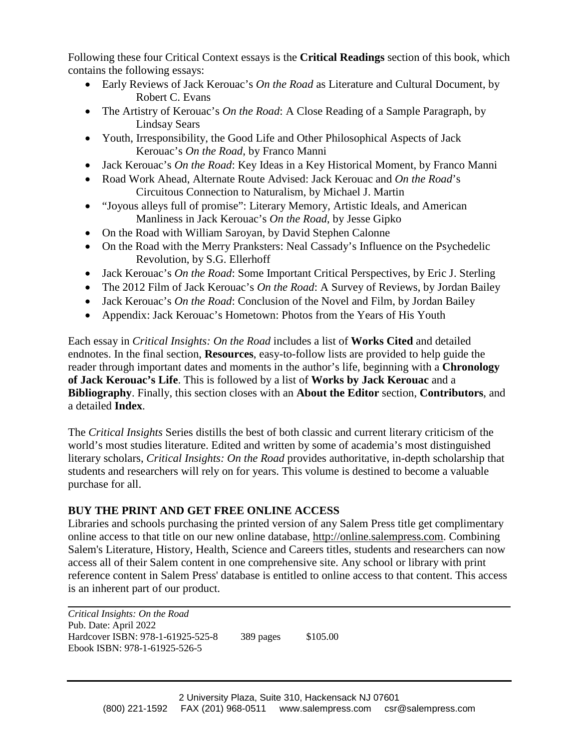Following these four Critical Context essays is the **Critical Readings** section of this book, which contains the following essays:

- Early Reviews of Jack Kerouac's *On the Road* as Literature and Cultural Document, by Robert C. Evans
- The Artistry of Kerouac's *On the Road*: A Close Reading of a Sample Paragraph, by Lindsay Sears
- Youth, Irresponsibility, the Good Life and Other Philosophical Aspects of Jack Kerouac's *On the Road*, by Franco Manni
- Jack Kerouac's *On the Road*: Key Ideas in a Key Historical Moment, by Franco Manni
- Road Work Ahead, Alternate Route Advised: Jack Kerouac and *On the Road*'s Circuitous Connection to Naturalism, by Michael J. Martin
- "Joyous alleys full of promise": Literary Memory, Artistic Ideals, and American Manliness in Jack Kerouac's *On the Road*, by Jesse Gipko
- On the Road with William Saroyan, by David Stephen Calonne
- On the Road with the Merry Pranksters: Neal Cassady's Influence on the Psychedelic Revolution, by S.G. Ellerhoff
- Jack Kerouac's *On the Road*: Some Important Critical Perspectives, by Eric J. Sterling
- The 2012 Film of Jack Kerouac's *On the Road*: A Survey of Reviews, by Jordan Bailey
- Jack Kerouac's *On the Road*: Conclusion of the Novel and Film, by Jordan Bailey
- Appendix: Jack Kerouac's Hometown: Photos from the Years of His Youth

Each essay in *Critical Insights: On the Road* includes a list of **Works Cited** and detailed endnotes. In the final section, **Resources**, easy-to-follow lists are provided to help guide the reader through important dates and moments in the author's life, beginning with a **Chronology of Jack Kerouac's Life**. This is followed by a list of **Works by Jack Kerouac** and a **Bibliography**. Finally, this section closes with an **About the Editor** section, **Contributors**, and a detailed **Index**.

The *Critical Insights* Series distills the best of both classic and current literary criticism of the world's most studies literature. Edited and written by some of academia's most distinguished literary scholars, *Critical Insights: On the Road* provides authoritative, in-depth scholarship that students and researchers will rely on for years. This volume is destined to become a valuable purchase for all.

**BUY THE PRINT AND GET FREE ONLINE ACCESS**

Libraries and schools purchasing the printed version of any Salem Press title get complimentary online access to that title on our new online database, http://online.salempress.com. Combining Salem's Literature, History, Health, Science and Careers titles, students and researchers can now access all of their Salem content in one comprehensive site. Any school or library with print reference content in Salem Press' database is entitled to online access to that content. This access is an inherent part of our product.

---

*Critical Insights: On the Road*
Pub. Date: April 2022
Hardcover ISBN: 978-1-61925-525-8 389 pages $105.00
Ebook ISBN: 978-1-61925-526-5

---

2 University Plaza, Suite 310, Hackensack NJ 07601
(800) 221-1592 FAX (201) 968-0511 www.salempress.com csr@salempress.com